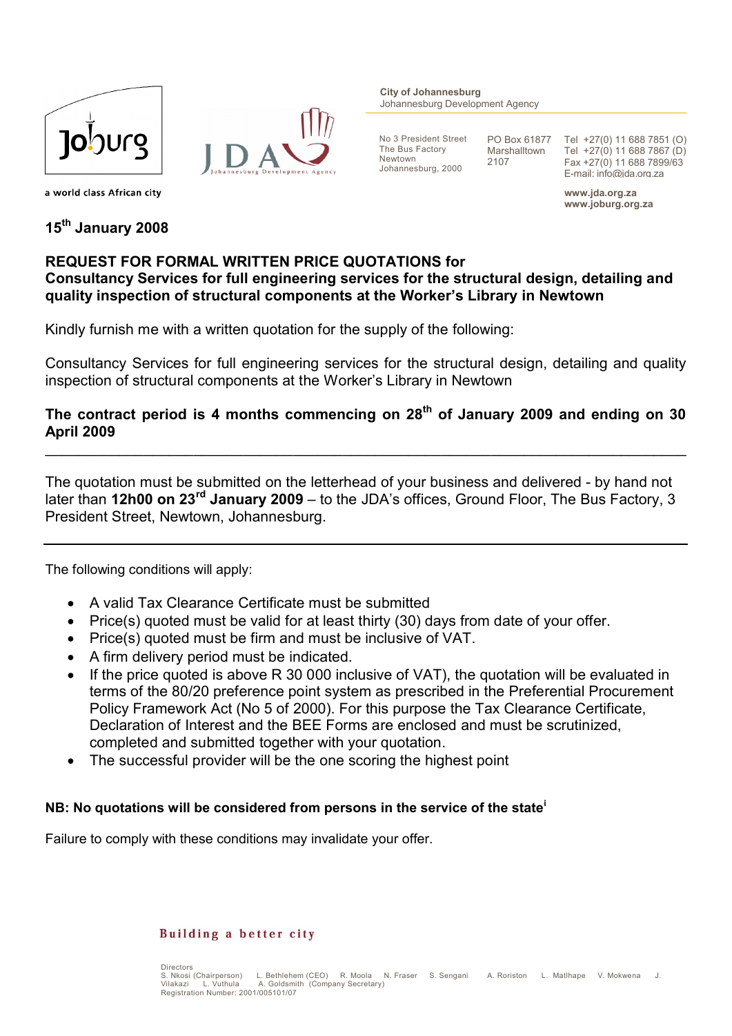Joburg

a world class African city

JDA Johannesburg Development Agency

**City of Johannesburg**
Johannesburg Development Agency

No 3 President Street
The Bus Factory
Newtown
Johannesburg, 2000

PO Box 61877
Marshalltown
2107

Tel +27(0) 11 688 7851 (O)
Tel +27(0) 11 688 7867 (D)
Fax +27(0) 11 688 7899/63
E-mail: info@jda.org.za

**www.jda.org.za**
**www.joburg.org.za**

**15th January 2008**

**REQUEST FOR FORMAL WRITTEN PRICE QUOTATIONS for**
**Consultancy Services for full engineering services for the structural design, detailing and quality inspection of structural components at the Worker's Library in Newtown**

Kindly furnish me with a written quotation for the supply of the following:

Consultancy Services for full engineering services for the structural design, detailing and quality inspection of structural components at the Worker's Library in Newtown

**The contract period is 4 months commencing on 28th of January 2009 and ending on 30 April 2009**

---

The quotation must be submitted on the letterhead of your business and delivered - by hand not later than **12h00 on 23rd January 2009** – to the JDA's offices, Ground Floor, The Bus Factory, 3 President Street, Newtown, Johannesburg.

---

The following conditions will apply:

- A valid Tax Clearance Certificate must be submitted
- Price(s) quoted must be valid for at least thirty (30) days from date of your offer.
- Price(s) quoted must be firm and must be inclusive of VAT.
- A firm delivery period must be indicated.
- If the price quoted is above R 30 000 inclusive of VAT), the quotation will be evaluated in terms of the 80/20 preference point system as prescribed in the Preferential Procurement Policy Framework Act (No 5 of 2000). For this purpose the Tax Clearance Certificate, Declaration of Interest and the BEE Forms are enclosed and must be scrutinized, completed and submitted together with your quotation.
- The successful provider will be the one scoring the highest point

**NB: No quotations will be considered from persons in the service of the state[i]**

Failure to comply with these conditions may invalidate your offer.

**Building a better city**

Directors
S. Nkosi (Chairperson) L. Bethlehem (CEO) R. Moola N. Fraser S. Sengani A. Roriston L. Matlhape V. Mokwena J. Vilakazi L. Vuthula A. Goldsmith (Company Secretary)
Registration Number: 2001/005101/07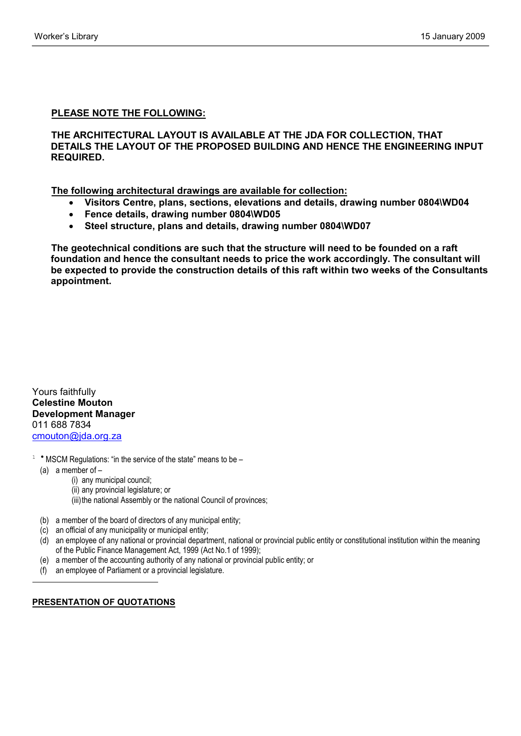**PLEASE NOTE THE FOLLOWING:**

**THE ARCHITECTURAL LAYOUT IS AVAILABLE AT THE JDA FOR COLLECTION, THAT DETAILS THE LAYOUT OF THE PROPOSED BUILDING AND HENCE THE ENGINEERING INPUT REQUIRED.**

**The following architectural drawings are available for collection:**

- **Visitors Centre, plans, sections, elevations and details, drawing number 0804\WD04**
- **Fence details, drawing number 0804\WD05**
- **Steel structure, plans and details, drawing number 0804\WD07**

**The geotechnical conditions are such that the structure will need to be founded on a raft foundation and hence the consultant needs to price the work accordingly. The consultant will be expected to provide the construction details of this raft within two weeks of the Consultants appointment.**

Yours faithfully
**Celestine Mouton**
**Development Manager**
011 688 7834
cmouton@jda.org.za

---

[1] • MSCM Regulations: "in the service of the state" means to be –

(a) a member of –
  (i) any municipal council;
  (ii) any provincial legislature; or
  (iii) the national Assembly or the national Council of provinces;

(b) a member of the board of directors of any municipal entity;
(c) an official of any municipality or municipal entity;
(d) an employee of any national or provincial department, national or provincial public entity or constitutional institution within the meaning of the Public Finance Management Act, 1999 (Act No.1 of 1999);
(e) a member of the accounting authority of any national or provincial public entity; or
(f) an employee of Parliament or a provincial legislature.

---

**PRESENTATION OF QUOTATIONS**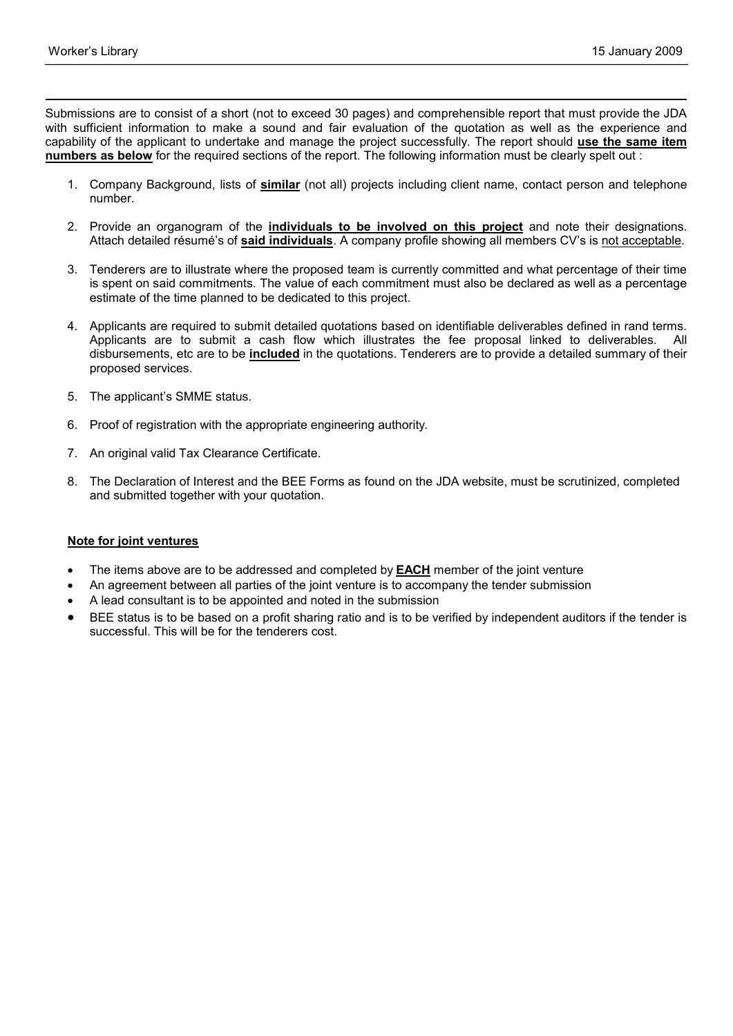Submissions are to consist of a short (not to exceed 30 pages) and comprehensible report that must provide the JDA with sufficient information to make a sound and fair evaluation of the quotation as well as the experience and capability of the applicant to undertake and manage the project successfully. The report should **use the same item numbers as below** for the required sections of the report. The following information must be clearly spelt out :

1. Company Background, lists of **similar** (not all) projects including client name, contact person and telephone number.
2. Provide an organogram of the **individuals to be involved on this project** and note their designations. Attach detailed résumé's of **said individuals**. A company profile showing all members CV's is not acceptable.
3. Tenderers are to illustrate where the proposed team is currently committed and what percentage of their time is spent on said commitments. The value of each commitment must also be declared as well as a percentage estimate of the time planned to be dedicated to this project.
4. Applicants are required to submit detailed quotations based on identifiable deliverables defined in rand terms. Applicants are to submit a cash flow which illustrates the fee proposal linked to deliverables. All disbursements, etc are to be **included** in the quotations. Tenderers are to provide a detailed summary of their proposed services.
5. The applicant's SMME status.
6. Proof of registration with the appropriate engineering authority.
7. An original valid Tax Clearance Certificate.
8. The Declaration of Interest and the BEE Forms as found on the JDA website, must be scrutinized, completed and submitted together with your quotation.

**Note for joint ventures**

- The items above are to be addressed and completed by **EACH** member of the joint venture
- An agreement between all parties of the joint venture is to accompany the tender submission
- A lead consultant is to be appointed and noted in the submission
- BEE status is to be based on a profit sharing ratio and is to be verified by independent auditors if the tender is successful. This will be for the tenderers cost.